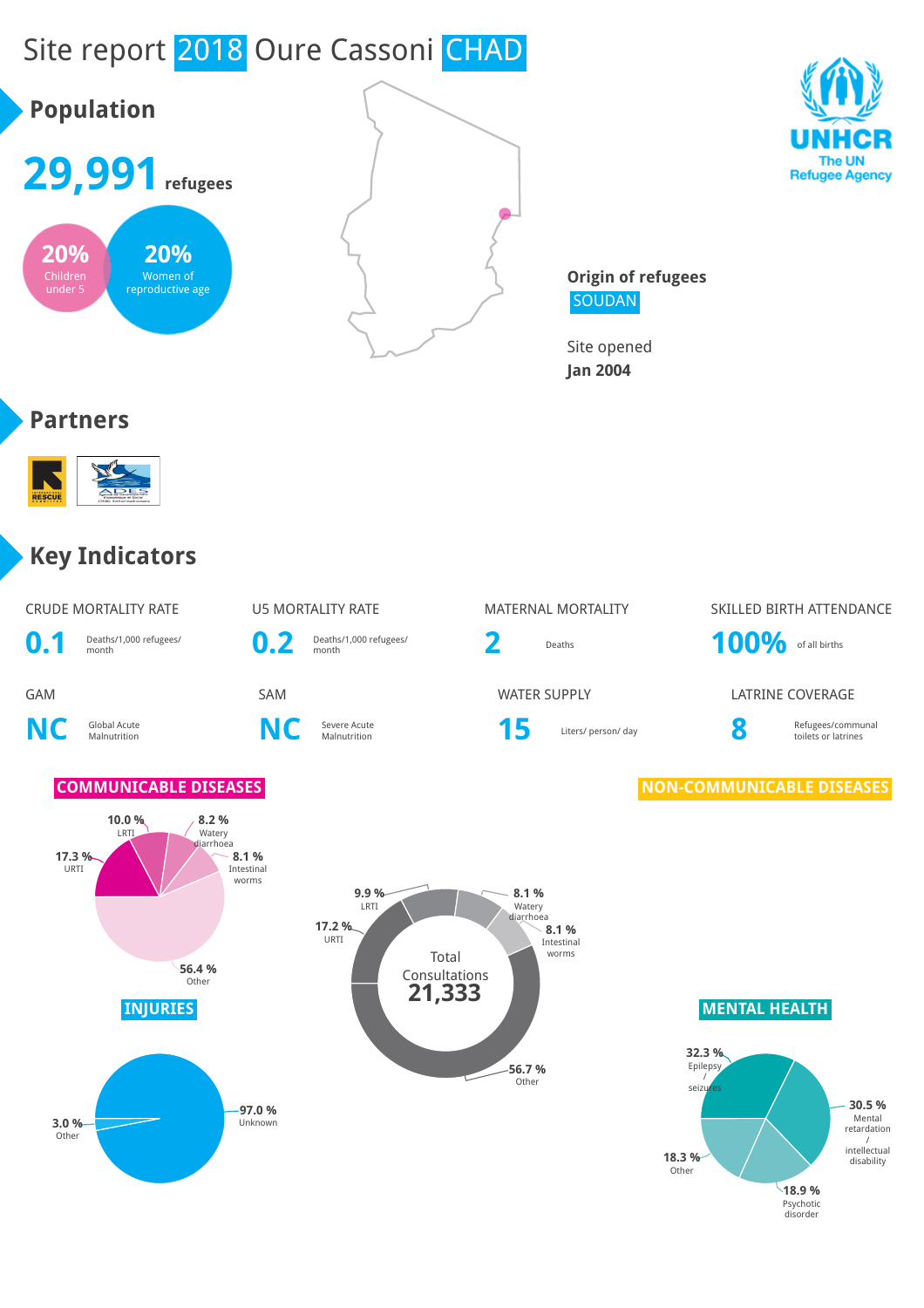# Site report 2018 Oure Cassoni CHAD

## Population

**29,991** refugees

**20%** Children under 5

**20%** Women of reproductive age

**Origin of refugees**
SOUDAN

Site opened
**Jan 2004**

## Partners

## Key Indicators

| CRUDE MORTALITY RATE | U5 MORTALITY RATE | MATERNAL MORTALITY | SKILLED BIRTH ATTENDANCE |
|---|---|---|---|
| **0.1** Deaths/1,000 refugees/ month | **0.2** Deaths/1,000 refugees/ month | **2** Deaths | **100%** of all births |

| GAM | SAM | WATER SUPPLY | LATRINE COVERAGE |
|---|---|---|---|
| **NC** Global Acute Malnutrition | **NC** Severe Acute Malnutrition | **15** Liters/ person/ day | **8** Refugees/communal toilets or latrines |

### COMMUNICABLE DISEASES

- 10.0 % LRTI
- 8.2 % Watery diarrhoea
- 8.1 % Intestinal worms
- 17.3 % URTI
- 56.4 % Other

### NON-COMMUNICABLE DISEASES

Total Consultations **21,333**

- 9.9 % LRTI
- 8.1 % Watery diarrhoea
- 8.1 % Intestinal worms
- 17.2 % URTI
- 56.7 % Other

### INJURIES

- 97.0 % Unknown
- 3.0 % Other

### MENTAL HEALTH

- 32.3 % Epilepsy / seizures
- 30.5 % Mental retardation / intellectual disability
- 18.9 % Psychotic disorder
- 18.3 % Other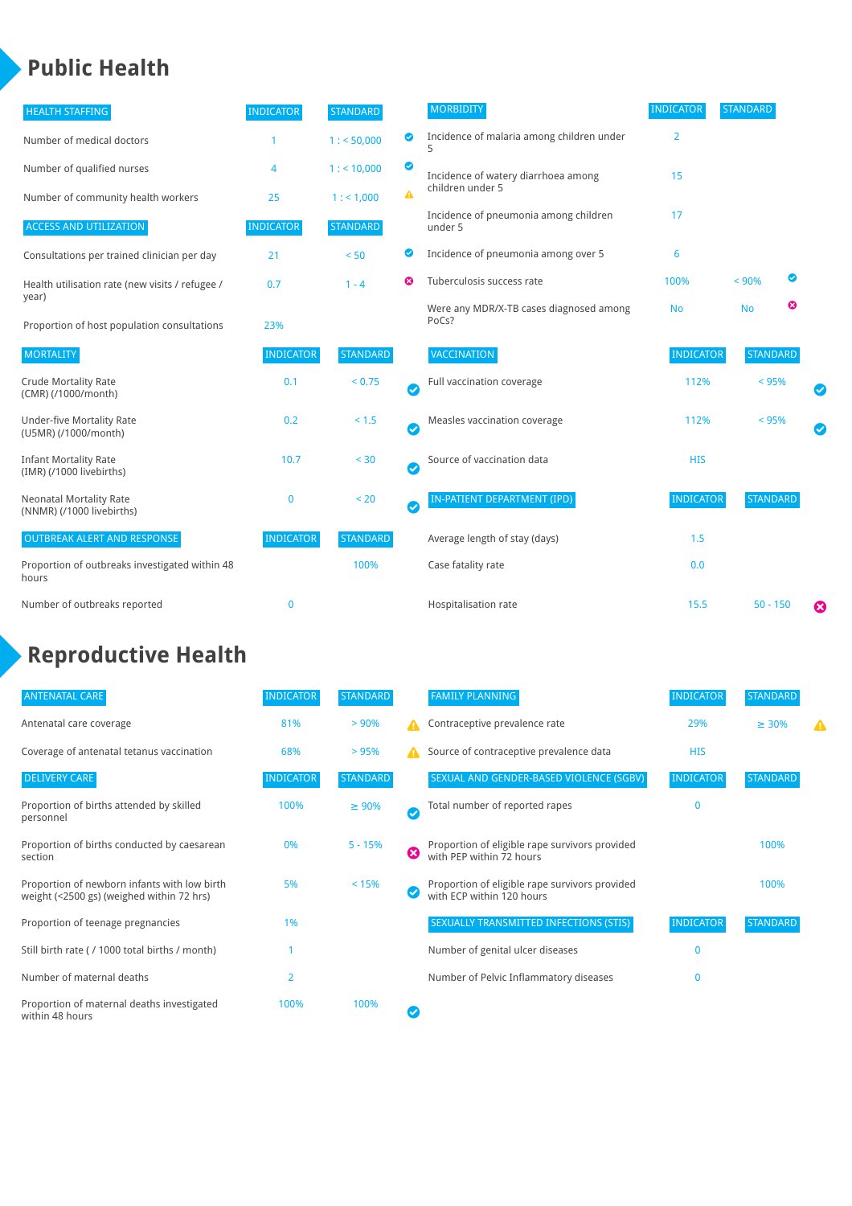# Public Health

| HEALTH STAFFING | INDICATOR | STANDARD | |
|---|---|---|---|
| Number of medical doctors | 1 | 1 : < 50,000 | ✔ |
| Number of qualified nurses | 4 | 1 : < 10,000 | ✔ |
| Number of community health workers | 25 | 1 : < 1,000 | ⚠ |

| ACCESS AND UTILIZATION | INDICATOR | STANDARD | |
|---|---|---|---|
| Consultations per trained clinician per day | 21 | < 50 | ✔ |
| Health utilisation rate (new visits / refugee / year) | 0.7 | 1 - 4 | ✖ |
| Proportion of host population consultations | 23% | | |

| MORTALITY | INDICATOR | STANDARD | |
|---|---|---|---|
| Crude Mortality Rate (CMR) (/1000/month) | 0.1 | < 0.75 | ✔ |
| Under-five Mortality Rate (U5MR) (/1000/month) | 0.2 | < 1.5 | ✔ |
| Infant Mortality Rate (IMR) (/1000 livebirths) | 10.7 | < 30 | ✔ |
| Neonatal Mortality Rate (NNMR) (/1000 livebirths) | 0 | < 20 | ✔ |

| OUTBREAK ALERT AND RESPONSE | INDICATOR | STANDARD |
|---|---|---|
| Proportion of outbreaks investigated within 48 hours | | 100% |
| Number of outbreaks reported | 0 | |

| MORBIDITY | INDICATOR | STANDARD | |
|---|---|---|---|
| Incidence of malaria among children under 5 | 2 | | |
| Incidence of watery diarrhoea among children under 5 | 15 | | |
| Incidence of pneumonia among children under 5 | 17 | | |
| Incidence of pneumonia among over 5 | 6 | | |
| Tuberculosis success rate | 100% | < 90% | ✔ |
| Were any MDR/X-TB cases diagnosed among PoCs? | No | No | ✖ |

| VACCINATION | INDICATOR | STANDARD | |
|---|---|---|---|
| Full vaccination coverage | 112% | < 95% | ✔ |
| Measles vaccination coverage | 112% | < 95% | ✔ |
| Source of vaccination data | HIS | | |

| IN-PATIENT DEPARTMENT (IPD) | INDICATOR | STANDARD | |
|---|---|---|---|
| Average length of stay (days) | 1.5 | | |
| Case fatality rate | 0.0 | | |
| Hospitalisation rate | 15.5 | 50 - 150 | ✖ |

# Reproductive Health

| ANTENATAL CARE | INDICATOR | STANDARD | |
|---|---|---|---|
| Antenatal care coverage | 81% | > 90% | ⚠ |
| Coverage of antenatal tetanus vaccination | 68% | > 95% | ⚠ |

| DELIVERY CARE | INDICATOR | STANDARD | |
|---|---|---|---|
| Proportion of births attended by skilled personnel | 100% | ≥ 90% | ✔ |
| Proportion of births conducted by caesarean section | 0% | 5 - 15% | ✖ |
| Proportion of newborn infants with low birth weight (<2500 gs) (weighed within 72 hrs) | 5% | < 15% | ✔ |
| Proportion of teenage pregnancies | 1% | | |
| Still birth rate ( / 1000 total births / month) | 1 | | |
| Number of maternal deaths | 2 | | |
| Proportion of maternal deaths investigated within 48 hours | 100% | 100% | ✔ |

| FAMILY PLANNING | INDICATOR | STANDARD | |
|---|---|---|---|
| Contraceptive prevalence rate | 29% | ≥ 30% | ⚠ |
| Source of contraceptive prevalence data | HIS | | |

| SEXUAL AND GENDER-BASED VIOLENCE (SGBV) | INDICATOR | STANDARD |
|---|---|---|
| Total number of reported rapes | 0 | |
| Proportion of eligible rape survivors provided with PEP within 72 hours | | 100% |
| Proportion of eligible rape survivors provided with ECP within 120 hours | | 100% |

| SEXUALLY TRANSMITTED INFECTIONS (STIS) | INDICATOR | STANDARD |
|---|---|---|
| Number of genital ulcer diseases | 0 | |
| Number of Pelvic Inflammatory diseases | 0 | |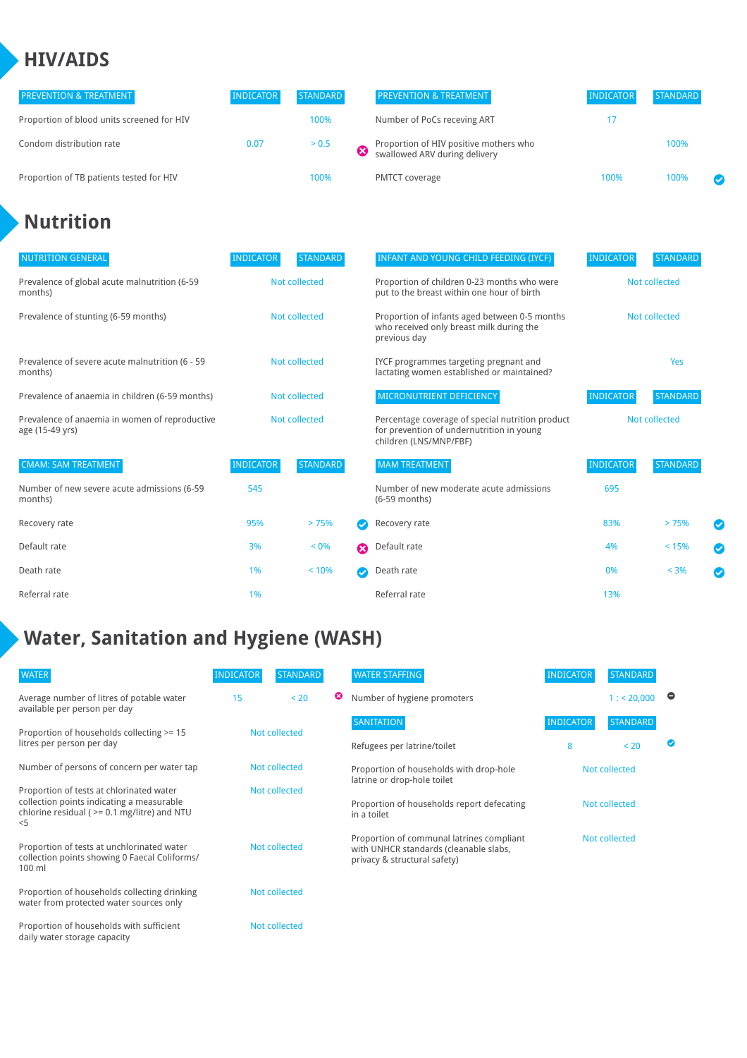# HIV/AIDS

| PREVENTION & TREATMENT | INDICATOR | STANDARD | |
|---|---|---|---|
| Proportion of blood units screened for HIV | | 100% | |
| Condom distribution rate | 0.07 | > 0.5 | ✖ |
| Proportion of TB patients tested for HIV | | 100% | |

| PREVENTION & TREATMENT | INDICATOR | STANDARD | |
|---|---|---|---|
| Number of PoCs receving ART | 17 | | |
| Proportion of HIV positive mothers who swallowed ARV during delivery | | 100% | |
| PMTCT coverage | 100% | 100% | ✔ |

# Nutrition

| NUTRITION GENERAL | INDICATOR | STANDARD |
|---|---|---|
| Prevalence of global acute malnutrition (6-59 months) | Not collected | |
| Prevalence of stunting (6-59 months) | Not collected | |
| Prevalence of severe acute malnutrition (6 - 59 months) | Not collected | |
| Prevalence of anaemia in children (6-59 months) | Not collected | |
| Prevalence of anaemia in women of reproductive age (15-49 yrs) | Not collected | |

| INFANT AND YOUNG CHILD FEEDING (IYCF) | INDICATOR | STANDARD |
|---|---|---|
| Proportion of children 0-23 months who were put to the breast within one hour of birth | Not collected | |
| Proportion of infants aged between 0-5 months who received only breast milk during the previous day | Not collected | |
| IYCF programmes targeting pregnant and lactating women established or maintained? | | Yes |

| MICRONUTRIENT DEFICIENCY | INDICATOR | STANDARD |
|---|---|---|
| Percentage coverage of special nutrition product for prevention of undernutrition in young children (LNS/MNP/FBF) | Not collected | |

| CMAM: SAM TREATMENT | INDICATOR | STANDARD | |
|---|---|---|---|
| Number of new severe acute admissions (6-59 months) | 545 | | |
| Recovery rate | 95% | > 75% | ✔ |
| Default rate | 3% | < 0% | ✖ |
| Death rate | 1% | < 10% | ✔ |
| Referral rate | 1% | | |

| MAM TREATMENT | INDICATOR | STANDARD | |
|---|---|---|---|
| Number of new moderate acute admissions (6-59 months) | 695 | | |
| Recovery rate | 83% | > 75% | ✔ |
| Default rate | 4% | < 15% | ✔ |
| Death rate | 0% | < 3% | ✔ |
| Referral rate | 13% | | |

# Water, Sanitation and Hygiene (WASH)

| WATER | INDICATOR | STANDARD | |
|---|---|---|---|
| Average number of litres of potable water available per person per day | 15 | < 20 | ✖ |
| Proportion of households collecting >= 15 litres per person per day | Not collected | | |
| Number of persons of concern per water tap | Not collected | | |
| Proportion of tests at chlorinated water collection points indicating a measurable chlorine residual ( >= 0.1 mg/litre) and NTU <5 | Not collected | | |
| Proportion of tests at unchlorinated water collection points showing 0 Faecal Coliforms/ 100 ml | Not collected | | |
| Proportion of households collecting drinking water from protected water sources only | Not collected | | |
| Proportion of households with sufficient daily water storage capacity | Not collected | | |

| WATER STAFFING | INDICATOR | STANDARD | |
|---|---|---|---|
| Number of hygiene promoters | | 1 : < 20,000 | ● |

| SANITATION | INDICATOR | STANDARD | |
|---|---|---|---|
| Refugees per latrine/toilet | 8 | < 20 | ✔ |
| Proportion of households with drop-hole latrine or drop-hole toilet | Not collected | | |
| Proportion of households report defecating in a toilet | Not collected | | |
| Proportion of communal latrines compliant with UNHCR standards (cleanable slabs, privacy & structural safety) | Not collected | | |